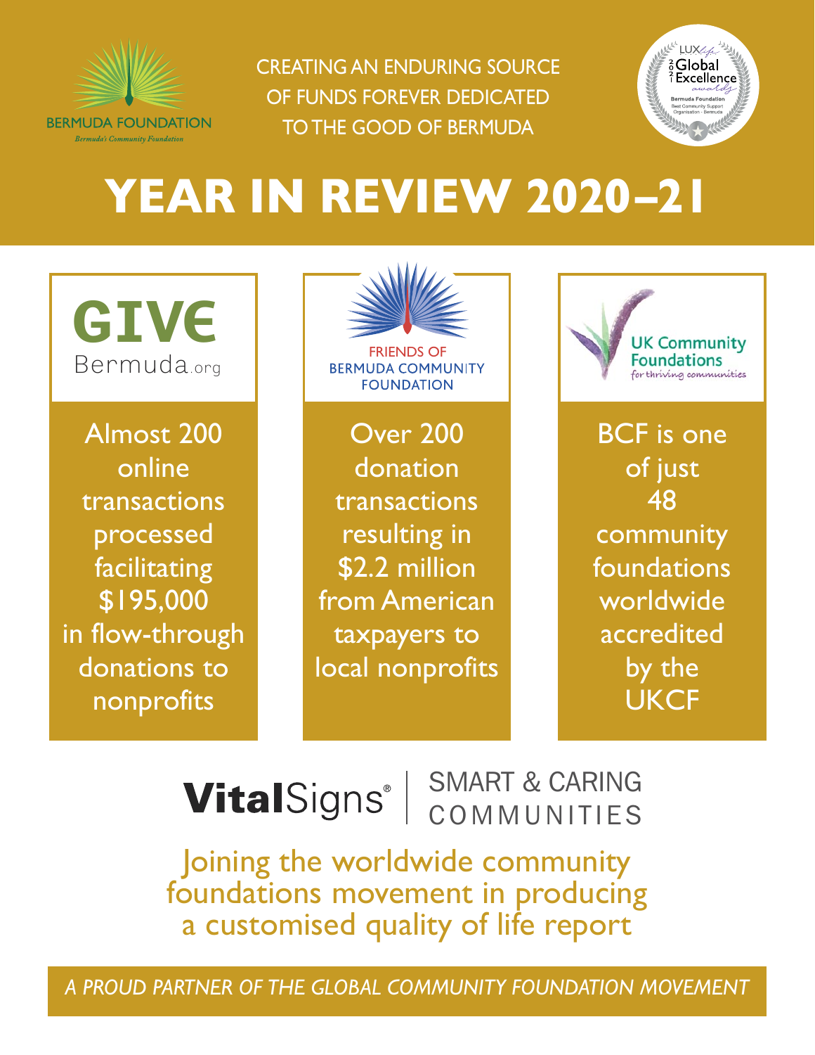BERMUDA FOUNDATION

*Bermuda's Community Foundation*

CREATING AN ENDURING SOURCE OF FUNDS FOREVER DEDICATED TO THE GOOD OF BERMUDA

LUXlife 2021 Global Excellence awards — Bermuda Foundation — Best Community Support Organisation - Bermuda

# YEAR IN REVIEW 2020–21

**GIVE** Bermuda.org

Almost 200 online transactions processed facilitating $195,000 in flow-through donations to nonprofits

FRIENDS OF BERMUDA COMMUNITY FOUNDATION

Over 200 donation transactions resulting in $2.2 million from American taxpayers to local nonprofits

UK Community Foundations *for thriving communities*

BCF is one of just 48 community foundations worldwide accredited by the UKCF

**Vital**Signs® | SMART & CARING COMMUNITIES

Joining the worldwide community foundations movement in producing a customised quality of life report

*A PROUD PARTNER OF THE GLOBAL COMMUNITY FOUNDATION MOVEMENT*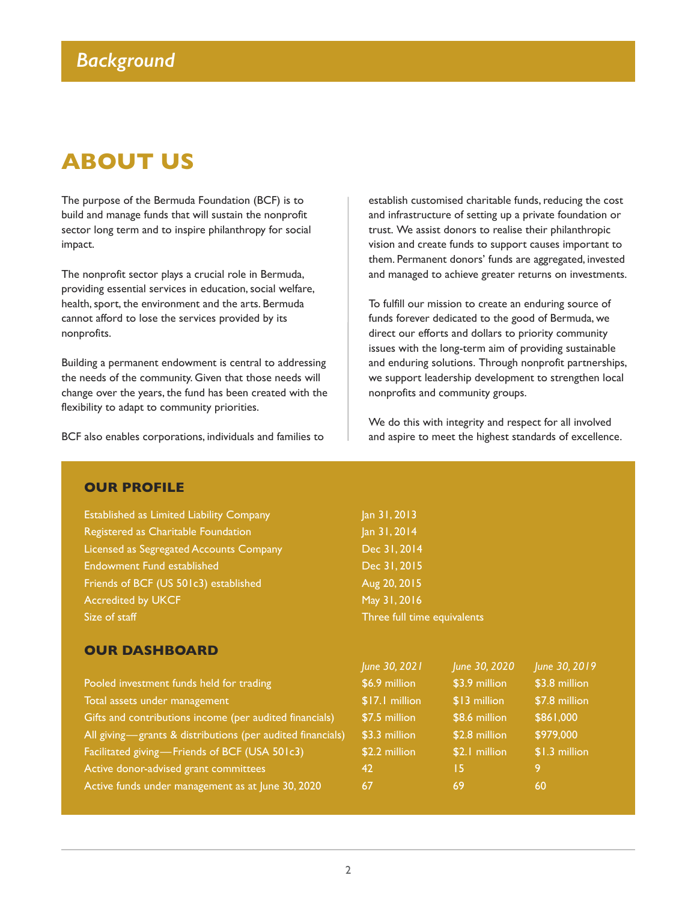# Background

## ABOUT US

The purpose of the Bermuda Foundation (BCF) is to build and manage funds that will sustain the nonprofit sector long term and to inspire philanthropy for social impact.

The nonprofit sector plays a crucial role in Bermuda, providing essential services in education, social welfare, health, sport, the environment and the arts. Bermuda cannot afford to lose the services provided by its nonprofits.

Building a permanent endowment is central to addressing the needs of the community. Given that those needs will change over the years, the fund has been created with the flexibility to adapt to community priorities.

BCF also enables corporations, individuals and families to establish customised charitable funds, reducing the cost and infrastructure of setting up a private foundation or trust. We assist donors to realise their philanthropic vision and create funds to support causes important to them. Permanent donors' funds are aggregated, invested and managed to achieve greater returns on investments.

To fulfill our mission to create an enduring source of funds forever dedicated to the good of Bermuda, we direct our efforts and dollars to priority community issues with the long-term aim of providing sustainable and enduring solutions. Through nonprofit partnerships, we support leadership development to strengthen local nonprofits and community groups.

We do this with integrity and respect for all involved and aspire to meet the highest standards of excellence.

### OUR PROFILE

| | |
|---|---|
| Established as Limited Liability Company | Jan 31, 2013 |
| Registered as Charitable Foundation | Jan 31, 2014 |
| Licensed as Segregated Accounts Company | Dec 31, 2014 |
| Endowment Fund established | Dec 31, 2015 |
| Friends of BCF (US 501c3) established | Aug 20, 2015 |
| Accredited by UKCF | May 31, 2016 |
| Size of staff | Three full time equivalents |

### OUR DASHBOARD

| | *June 30, 2021* | *June 30, 2020* | *June 30, 2019* |
|---|---|---|---|
| Pooled investment funds held for trading | $6.9 million | $3.9 million | $3.8 million |
| Total assets under management | $17.1 million | $13 million | $7.8 million |
| Gifts and contributions income (per audited financials) | $7.5 million | $8.6 million | $861,000 |
| All giving—grants & distributions (per audited financials) | $3.3 million | $2.8 million | $979,000 |
| Facilitated giving—Friends of BCF (USA 501c3) | $2.2 million | $2.1 million | $1.3 million |
| Active donor-advised grant committees | 42 | 15 | 9 |
| Active funds under management as at June 30, 2020 | 67 | 69 | 60 |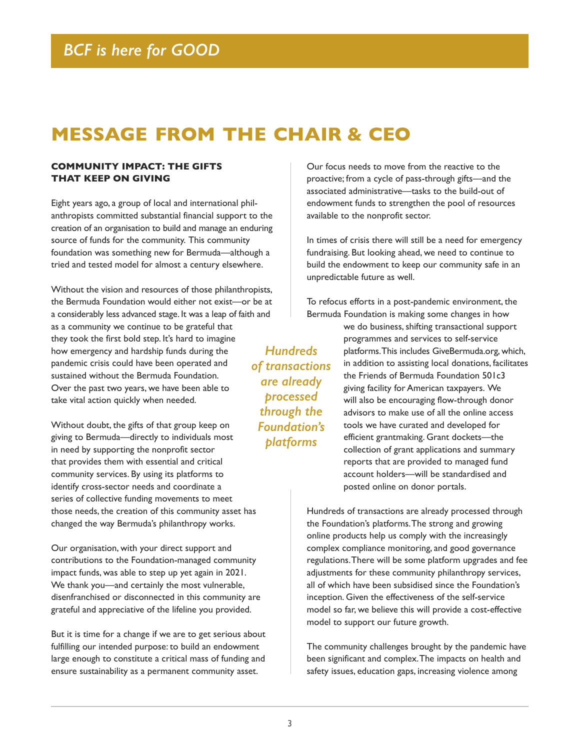*BCF is here for GOOD*

# MESSAGE FROM THE CHAIR & CEO

### COMMUNITY IMPACT: THE GIFTS THAT KEEP ON GIVING

Eight years ago, a group of local and international philanthropists committed substantial financial support to the creation of an organisation to build and manage an enduring source of funds for the community. This community foundation was something new for Bermuda—although a tried and tested model for almost a century elsewhere.

Without the vision and resources of those philanthropists, the Bermuda Foundation would either not exist—or be at a considerably less advanced stage. It was a leap of faith and as a community we continue to be grateful that they took the first bold step. It's hard to imagine how emergency and hardship funds during the pandemic crisis could have been operated and sustained without the Bermuda Foundation. Over the past two years, we have been able to take vital action quickly when needed.

Without doubt, the gifts of that group keep on giving to Bermuda—directly to individuals most in need by supporting the nonprofit sector that provides them with essential and critical community services. By using its platforms to identify cross-sector needs and coordinate a series of collective funding movements to meet those needs, the creation of this community asset has changed the way Bermuda's philanthropy works.

Our organisation, with your direct support and contributions to the Foundation-managed community impact funds, was able to step up yet again in 2021. We thank you—and certainly the most vulnerable, disenfranchised or disconnected in this community are grateful and appreciative of the lifeline you provided.

But it is time for a change if we are to get serious about fulfilling our intended purpose: to build an endowment large enough to constitute a critical mass of funding and ensure sustainability as a permanent community asset.

Our focus needs to move from the reactive to the proactive; from a cycle of pass-through gifts—and the associated administrative—tasks to the build-out of endowment funds to strengthen the pool of resources available to the nonprofit sector.

In times of crisis there will still be a need for emergency fundraising. But looking ahead, we need to continue to build the endowment to keep our community safe in an unpredictable future as well.

To refocus efforts in a post-pandemic environment, the Bermuda Foundation is making some changes in how we do business, shifting transactional support programmes and services to self-service platforms. This includes GiveBermuda.org, which, in addition to assisting local donations, facilitates the Friends of Bermuda Foundation 501c3 giving facility for American taxpayers. We will also be encouraging flow-through donor advisors to make use of all the online access tools we have curated and developed for efficient grantmaking. Grant dockets—the collection of grant applications and summary reports that are provided to managed fund account holders—will be standardised and posted online on donor portals.

> *Hundreds of transactions are already processed through the Foundation's platforms*

Hundreds of transactions are already processed through the Foundation's platforms. The strong and growing online products help us comply with the increasingly complex compliance monitoring, and good governance regulations. There will be some platform upgrades and fee adjustments for these community philanthropy services, all of which have been subsidised since the Foundation's inception. Given the effectiveness of the self-service model so far, we believe this will provide a cost-effective model to support our future growth.

The community challenges brought by the pandemic have been significant and complex. The impacts on health and safety issues, education gaps, increasing violence among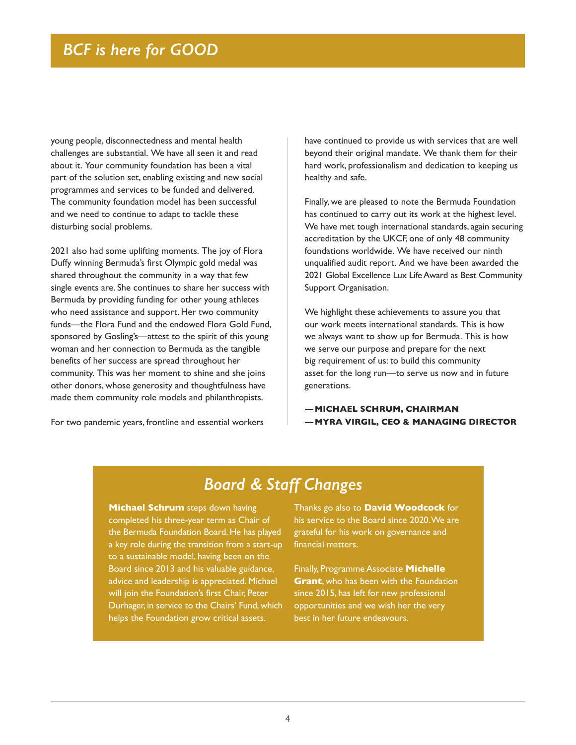## BCF is here for GOOD

young people, disconnectedness and mental health challenges are substantial. We have all seen it and read about it. Your community foundation has been a vital part of the solution set, enabling existing and new social programmes and services to be funded and delivered. The community foundation model has been successful and we need to continue to adapt to tackle these disturbing social problems.

2021 also had some uplifting moments. The joy of Flora Duffy winning Bermuda's first Olympic gold medal was shared throughout the community in a way that few single events are. She continues to share her success with Bermuda by providing funding for other young athletes who need assistance and support. Her two community funds—the Flora Fund and the endowed Flora Gold Fund, sponsored by Gosling's—attest to the spirit of this young woman and her connection to Bermuda as the tangible benefits of her success are spread throughout her community. This was her moment to shine and she joins other donors, whose generosity and thoughtfulness have made them community role models and philanthropists.

For two pandemic years, frontline and essential workers have continued to provide us with services that are well beyond their original mandate. We thank them for their hard work, professionalism and dedication to keeping us healthy and safe.

Finally, we are pleased to note the Bermuda Foundation has continued to carry out its work at the highest level. We have met tough international standards, again securing accreditation by the UKCF, one of only 48 community foundations worldwide. We have received our ninth unqualified audit report. And we have been awarded the 2021 Global Excellence Lux Life Award as Best Community Support Organisation.

We highlight these achievements to assure you that our work meets international standards. This is how we always want to show up for Bermuda. This is how we serve our purpose and prepare for the next big requirement of us: to build this community asset for the long run—to serve us now and in future generations.

**—MICHAEL SCHRUM, CHAIRMAN**
**—MYRA VIRGIL, CEO & MANAGING DIRECTOR**

### Board & Staff Changes

**Michael Schrum** steps down having completed his three-year term as Chair of the Bermuda Foundation Board. He has played a key role during the transition from a start-up to a sustainable model, having been on the Board since 2013 and his valuable guidance, advice and leadership is appreciated. Michael will join the Foundation's first Chair, Peter Durhager, in service to the Chairs' Fund, which helps the Foundation grow critical assets.

Thanks go also to **David Woodcock** for his service to the Board since 2020. We are grateful for his work on governance and financial matters.

Finally, Programme Associate **Michelle Grant**, who has been with the Foundation since 2015, has left for new professional opportunities and we wish her the very best in her future endeavours.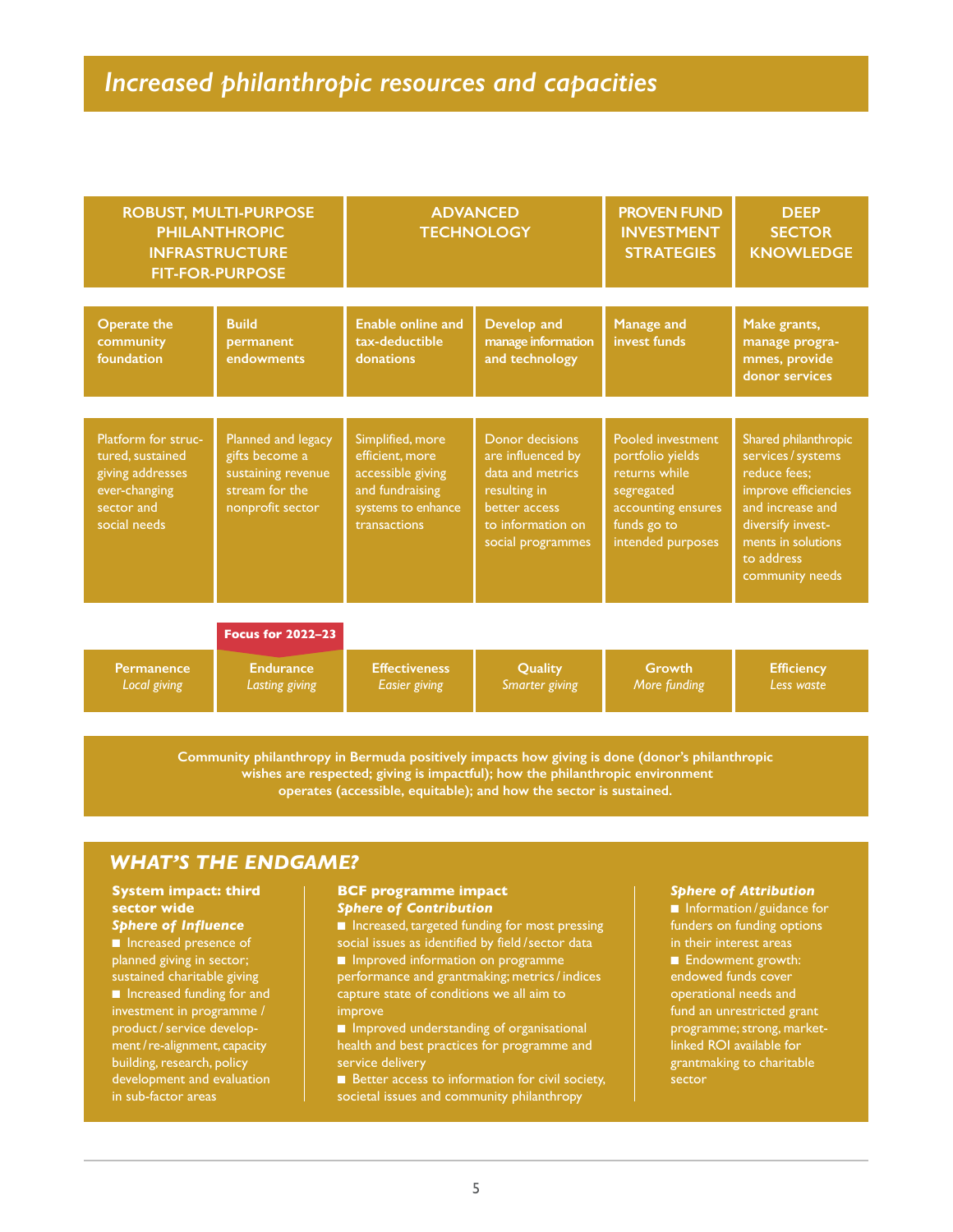# *Increased philanthropic resources and capacities*

| ROBUST, MULTI-PURPOSE PHILANTHROPIC INFRASTRUCTURE FIT-FOR-PURPOSE | | ADVANCED TECHNOLOGY | | PROVEN FUND INVESTMENT STRATEGIES | DEEP SECTOR KNOWLEDGE |
|---|---|---|---|---|---|
| **Operate the community foundation** | **Build permanent endowments** | **Enable online and tax-deductible donations** | **Develop and manage information and technology** | **Manage and invest funds** | **Make grants, manage programmes, provide donor services** |
| Platform for structured, sustained giving addresses ever-changing sector and social needs | Planned and legacy gifts become a sustaining revenue stream for the nonprofit sector | Simplified, more efficient, more accessible giving and fundraising systems to enhance transactions | Donor decisions are influenced by data and metrics resulting in better access to information on social programmes | Pooled investment portfolio yields returns while segregated accounting ensures funds go to intended purposes | Shared philanthropic services / systems reduce fees; improve efficiencies and increase and diversify investments in solutions to address community needs |
| | **Focus for 2022–23** | | | | |
| **Permanence** *Local giving* | **Endurance** *Lasting giving* | **Effectiveness** *Easier giving* | **Quality** *Smarter giving* | **Growth** *More funding* | **Efficiency** *Less waste* |

**Community philanthropy in Bermuda positively impacts how giving is done (donor's philanthropic wishes are respected; giving is impactful); how the philanthropic environment operates (accessible, equitable); and how the sector is sustained.**

## *WHAT'S THE ENDGAME?*

**System impact: third sector wide**
***Sphere of Influence***

- Increased presence of planned giving in sector; sustained charitable giving
- Increased funding for and investment in programme / product / service development / re-alignment, capacity building, research, policy development and evaluation in sub-factor areas

**BCF programme impact**
***Sphere of Contribution***

- Increased, targeted funding for most pressing social issues as identified by field / sector data
- Improved information on programme performance and grantmaking; metrics / indices capture state of conditions we all aim to improve
- Improved understanding of organisational health and best practices for programme and service delivery
- Better access to information for civil society, societal issues and community philanthropy

***Sphere of Attribution***

- Information / guidance for funders on funding options in their interest areas
- Endowment growth: endowed funds cover operational needs and fund an unrestricted grant programme; strong, market-linked ROI available for grantmaking to charitable sector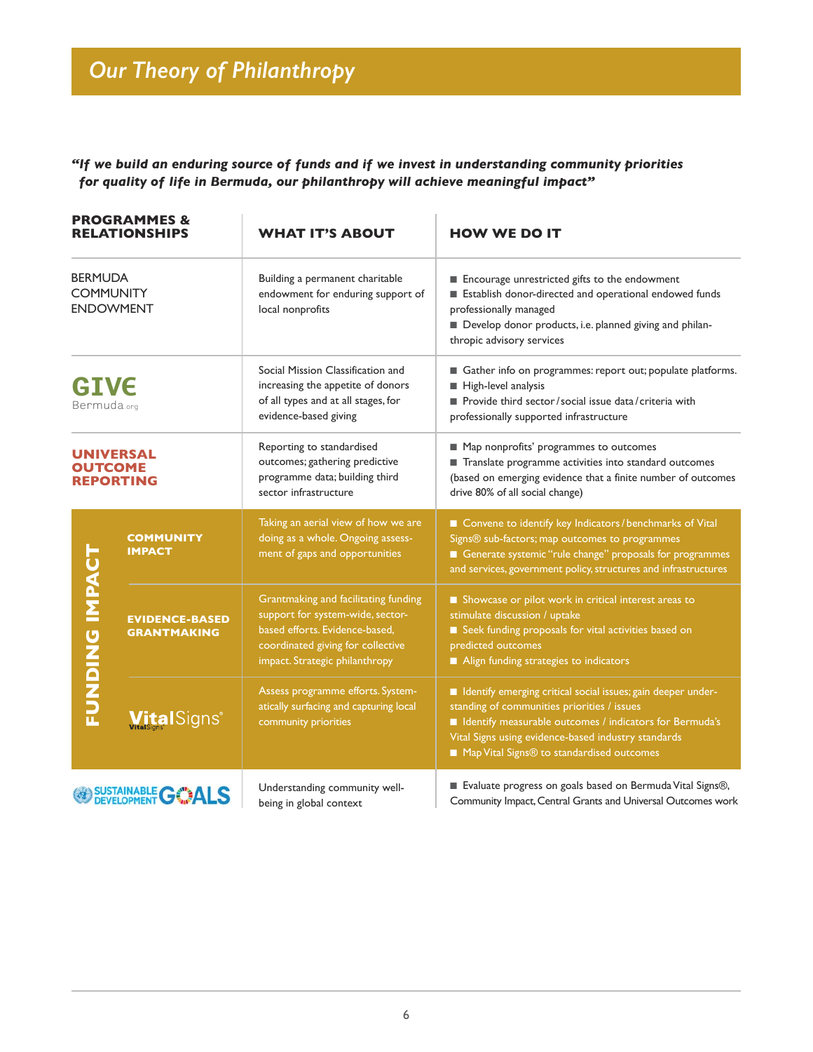# Our Theory of Philanthropy

***"If we build an enduring source of funds and if we invest in understanding community priorities for quality of life in Bermuda, our philanthropy will achieve meaningful impact"***

| PROGRAMMES & RELATIONSHIPS | | WHAT IT'S ABOUT | HOW WE DO IT |
|---|---|---|---|
| BERMUDA COMMUNITY ENDOWMENT | | Building a permanent charitable endowment for enduring support of local nonprofits | ■ Encourage unrestricted gifts to the endowment<br>■ Establish donor-directed and operational endowed funds professionally managed<br>■ Develop donor products, i.e. planned giving and philanthropic advisory services |
| GIVE Bermuda.org | | Social Mission Classification and increasing the appetite of donors of all types and at all stages, for evidence-based giving | ■ Gather info on programmes: report out; populate platforms.<br>■ High-level analysis<br>■ Provide third sector / social issue data / criteria with professionally supported infrastructure |
| UNIVERSAL OUTCOME REPORTING | | Reporting to standardised outcomes; gathering predictive programme data; building third sector infrastructure | ■ Map nonprofits' programmes to outcomes<br>■ Translate programme activities into standard outcomes (based on emerging evidence that a finite number of outcomes drive 80% of all social change) |
| FUNDING IMPACT | COMMUNITY IMPACT | Taking an aerial view of how we are doing as a whole. Ongoing assessment of gaps and opportunities | ■ Convene to identify key Indicators / benchmarks of Vital Signs® sub-factors; map outcomes to programmes<br>■ Generate systemic "rule change" proposals for programmes and services, government policy, structures and infrastructures |
| | EVIDENCE-BASED GRANTMAKING | Grantmaking and facilitating funding support for system-wide, sector-based efforts. Evidence-based, coordinated giving for collective impact. Strategic philanthropy | ■ Showcase or pilot work in critical interest areas to stimulate discussion / uptake<br>■ Seek funding proposals for vital activities based on predicted outcomes<br>■ Align funding strategies to indicators |
| | VitalSigns® | Assess programme efforts. Systematically surfacing and capturing local community priorities | ■ Identify emerging critical social issues; gain deeper understanding of communities priorities / issues<br>■ Identify measurable outcomes / indicators for Bermuda's Vital Signs using evidence-based industry standards<br>■ Map Vital Signs® to standardised outcomes |
| SUSTAINABLE DEVELOPMENT GOALS | | Understanding community well-being in global context | ■ Evaluate progress on goals based on Bermuda Vital Signs®, Community Impact, Central Grants and Universal Outcomes work |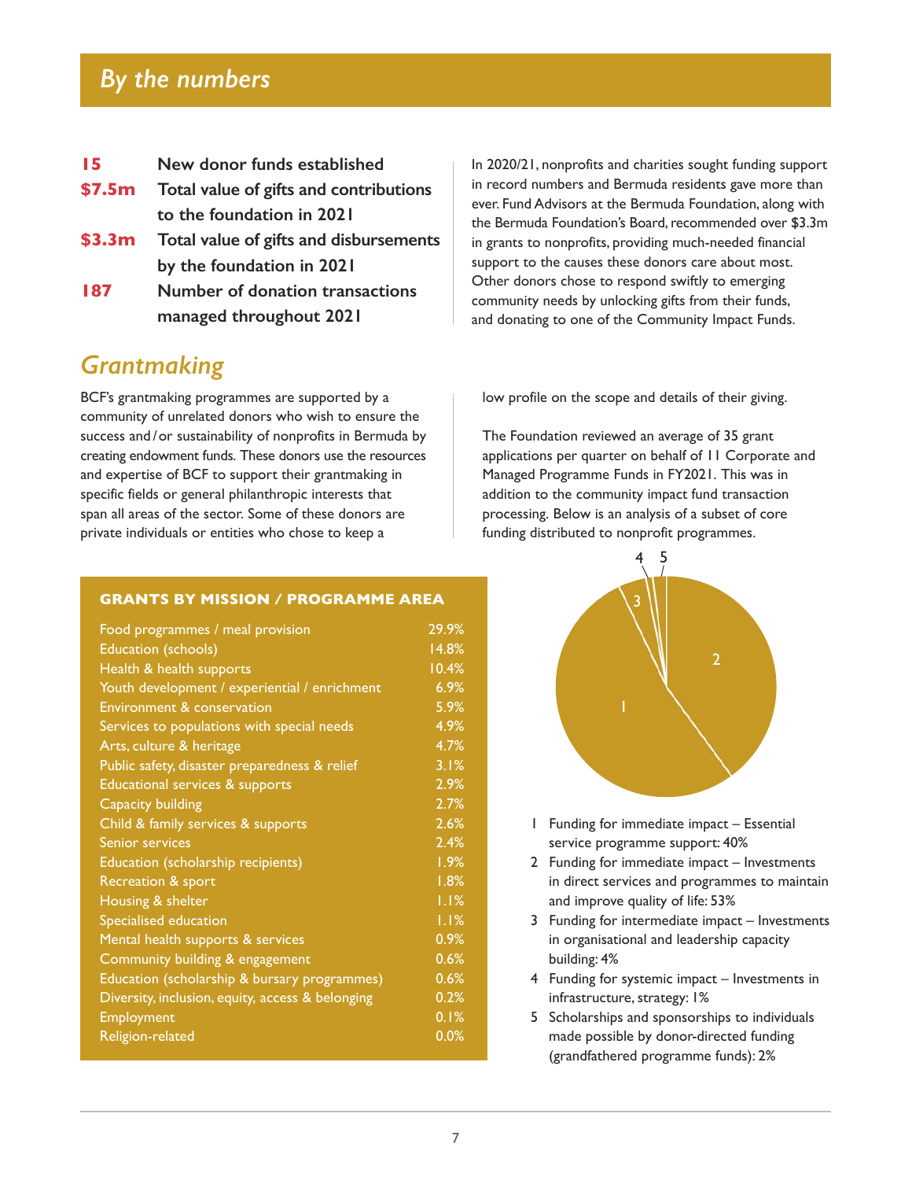# *By the numbers*

| | |
|---|---|
| **15** | **New donor funds established** |
| **$7.5m** | **Total value of gifts and contributions to the foundation in 2021** |
| **$3.3m** | **Total value of gifts and disbursements by the foundation in 2021** |
| **187** | **Number of donation transactions managed throughout 2021** |

In 2020/21, nonprofits and charities sought funding support in record numbers and Bermuda residents gave more than ever. Fund Advisors at the Bermuda Foundation, along with the Bermuda Foundation's Board, recommended over $3.3m in grants to nonprofits, providing much-needed financial support to the causes these donors care about most. Other donors chose to respond swiftly to emerging community needs by unlocking gifts from their funds, and donating to one of the Community Impact Funds.

## *Grantmaking*

BCF's grantmaking programmes are supported by a community of unrelated donors who wish to ensure the success and/or sustainability of nonprofits in Bermuda by creating endowment funds. These donors use the resources and expertise of BCF to support their grantmaking in specific fields or general philanthropic interests that span all areas of the sector. Some of these donors are private individuals or entities who chose to keep a low profile on the scope and details of their giving.

The Foundation reviewed an average of 35 grant applications per quarter on behalf of 11 Corporate and Managed Programme Funds in FY2021. This was in addition to the community impact fund transaction processing. Below is an analysis of a subset of core funding distributed to nonprofit programmes.

| GRANTS BY MISSION / PROGRAMME AREA | |
|---|---|
| Food programmes / meal provision | 29.9% |
| Education (schools) | 14.8% |
| Health & health supports | 10.4% |
| Youth development / experiential / enrichment | 6.9% |
| Environment & conservation | 5.9% |
| Services to populations with special needs | 4.9% |
| Arts, culture & heritage | 4.7% |
| Public safety, disaster preparedness & relief | 3.1% |
| Educational services & supports | 2.9% |
| Capacity building | 2.7% |
| Child & family services & supports | 2.6% |
| Senior services | 2.4% |
| Education (scholarship recipients) | 1.9% |
| Recreation & sport | 1.8% |
| Housing & shelter | 1.1% |
| Specialised education | 1.1% |
| Mental health supports & services | 0.9% |
| Community building & engagement | 0.6% |
| Education (scholarship & bursary programmes) | 0.6% |
| Diversity, inclusion, equity, access & belonging | 0.2% |
| Employment | 0.1% |
| Religion-related | 0.0% |

1. Funding for immediate impact – Essential service programme support: 40%
2. Funding for immediate impact – Investments in direct services and programmes to maintain and improve quality of life: 53%
3. Funding for intermediate impact – Investments in organisational and leadership capacity building: 4%
4. Funding for systemic impact – Investments in infrastructure, strategy: 1%
5. Scholarships and sponsorships to individuals made possible by donor-directed funding (grandfathered programme funds): 2%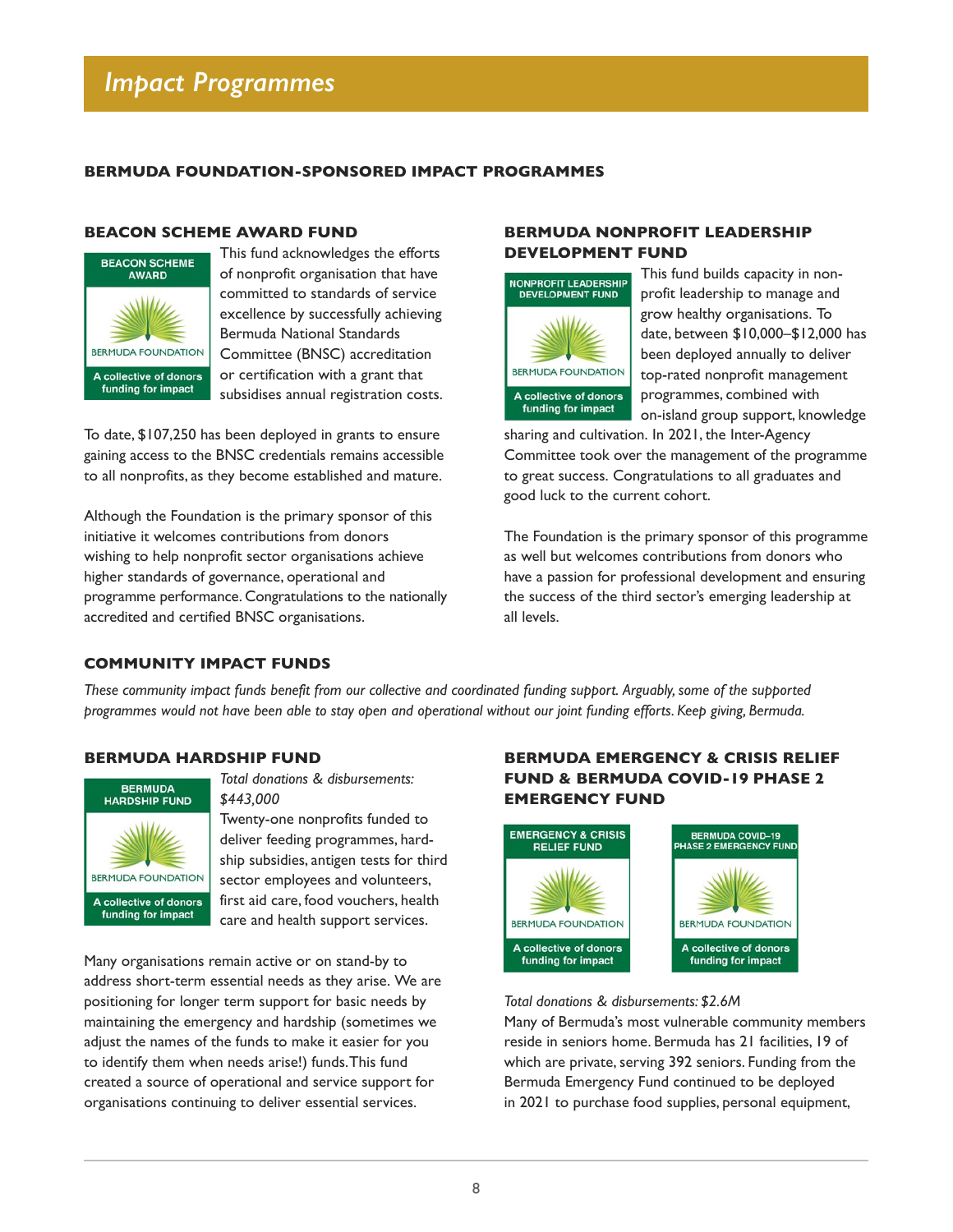# Impact Programmes

## BERMUDA FOUNDATION-SPONSORED IMPACT PROGRAMMES

### BEACON SCHEME AWARD FUND

BEACON SCHEME AWARD
BERMUDA FOUNDATION
A collective of donors funding for impact

This fund acknowledges the efforts of nonprofit organisation that have committed to standards of service excellence by successfully achieving Bermuda National Standards Committee (BNSC) accreditation or certification with a grant that subsidises annual registration costs.

To date, $107,250 has been deployed in grants to ensure gaining access to the BNSC credentials remains accessible to all nonprofits, as they become established and mature.

Although the Foundation is the primary sponsor of this initiative it welcomes contributions from donors wishing to help nonprofit sector organisations achieve higher standards of governance, operational and programme performance. Congratulations to the nationally accredited and certified BNSC organisations.

### BERMUDA NONPROFIT LEADERSHIP DEVELOPMENT FUND

NONPROFIT LEADERSHIP DEVELOPMENT FUND
BERMUDA FOUNDATION
A collective of donors funding for impact

This fund builds capacity in nonprofit leadership to manage and grow healthy organisations. To date, between $10,000–$12,000 has been deployed annually to deliver top-rated nonprofit management programmes, combined with on-island group support, knowledge sharing and cultivation. In 2021, the Inter-Agency Committee took over the management of the programme to great success. Congratulations to all graduates and good luck to the current cohort.

The Foundation is the primary sponsor of this programme as well but welcomes contributions from donors who have a passion for professional development and ensuring the success of the third sector's emerging leadership at all levels.

## COMMUNITY IMPACT FUNDS

*These community impact funds benefit from our collective and coordinated funding support. Arguably, some of the supported programmes would not have been able to stay open and operational without our joint funding efforts. Keep giving, Bermuda.*

### BERMUDA HARDSHIP FUND

BERMUDA HARDSHIP FUND
BERMUDA FOUNDATION
A collective of donors funding for impact

*Total donations & disbursements: $443,000*

Twenty-one nonprofits funded to deliver feeding programmes, hardship subsidies, antigen tests for third sector employees and volunteers, first aid care, food vouchers, health care and health support services.

Many organisations remain active or on stand-by to address short-term essential needs as they arise. We are positioning for longer term support for basic needs by maintaining the emergency and hardship (sometimes we adjust the names of the funds to make it easier for you to identify them when needs arise!) funds. This fund created a source of operational and service support for organisations continuing to deliver essential services.

### BERMUDA EMERGENCY & CRISIS RELIEF FUND & BERMUDA COVID-19 PHASE 2 EMERGENCY FUND

EMERGENCY & CRISIS RELIEF FUND
BERMUDA FOUNDATION
A collective of donors funding for impact

BERMUDA COVID-19 PHASE 2 EMERGENCY FUND
BERMUDA FOUNDATION
A collective of donors funding for impact

*Total donations & disbursements: $2.6M*

Many of Bermuda's most vulnerable community members reside in seniors home. Bermuda has 21 facilities, 19 of which are private, serving 392 seniors. Funding from the Bermuda Emergency Fund continued to be deployed in 2021 to purchase food supplies, personal equipment,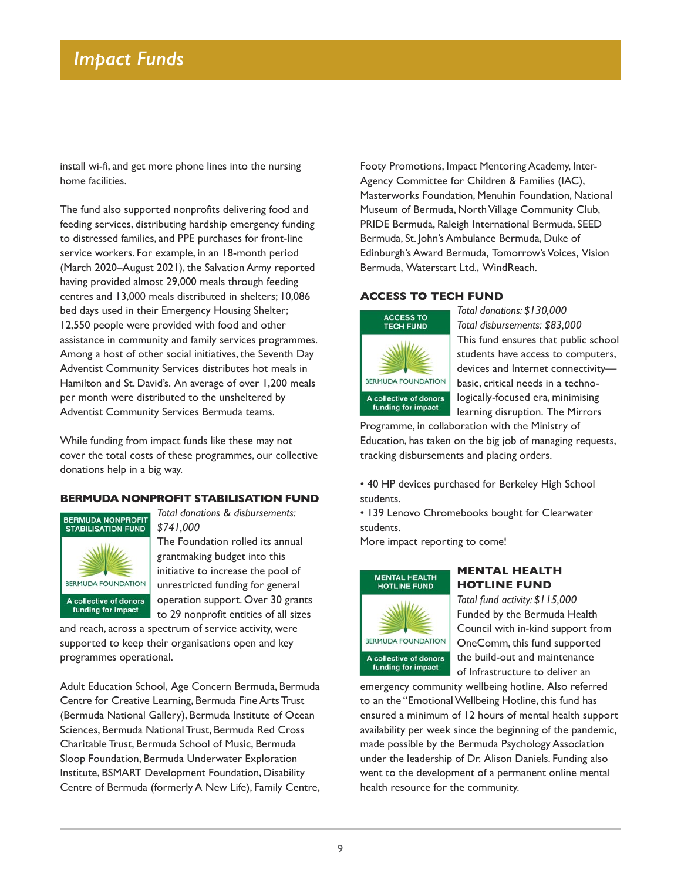# Impact Funds

install wi-fi, and get more phone lines into the nursing home facilities.

The fund also supported nonprofits delivering food and feeding services, distributing hardship emergency funding to distressed families, and PPE purchases for front-line service workers. For example, in an 18-month period (March 2020–August 2021), the Salvation Army reported having provided almost 29,000 meals through feeding centres and 13,000 meals distributed in shelters; 10,086 bed days used in their Emergency Housing Shelter; 12,550 people were provided with food and other assistance in community and family services programmes. Among a host of other social initiatives, the Seventh Day Adventist Community Services distributes hot meals in Hamilton and St. David's. An average of over 1,200 meals per month were distributed to the unsheltered by Adventist Community Services Bermuda teams.

While funding from impact funds like these may not cover the total costs of these programmes, our collective donations help in a big way.

### BERMUDA NONPROFIT STABILISATION FUND

BERMUDA NONPROFIT STABILISATION FUND
BERMUDA FOUNDATION
A collective of donors funding for impact

*Total donations & disbursements: $741,000*

The Foundation rolled its annual grantmaking budget into this initiative to increase the pool of unrestricted funding for general operation support. Over 30 grants to 29 nonprofit entities of all sizes and reach, across a spectrum of service activity, were supported to keep their organisations open and key programmes operational.

Adult Education School, Age Concern Bermuda, Bermuda Centre for Creative Learning, Bermuda Fine Arts Trust (Bermuda National Gallery), Bermuda Institute of Ocean Sciences, Bermuda National Trust, Bermuda Red Cross Charitable Trust, Bermuda School of Music, Bermuda Sloop Foundation, Bermuda Underwater Exploration Institute, BSMART Development Foundation, Disability Centre of Bermuda (formerly A New Life), Family Centre, Footy Promotions, Impact Mentoring Academy, Inter-Agency Committee for Children & Families (IAC), Masterworks Foundation, Menuhin Foundation, National Museum of Bermuda, North Village Community Club, PRIDE Bermuda, Raleigh International Bermuda, SEED Bermuda, St. John's Ambulance Bermuda, Duke of Edinburgh's Award Bermuda, Tomorrow's Voices, Vision Bermuda, Waterstart Ltd., WindReach.

### ACCESS TO TECH FUND

ACCESS TO TECH FUND
BERMUDA FOUNDATION
A collective of donors funding for impact

*Total donations: $130,000*
*Total disbursements: $83,000*

This fund ensures that public school students have access to computers, devices and Internet connectivity—basic, critical needs in a technologically-focused era, minimising learning disruption. The Mirrors Programme, in collaboration with the Ministry of Education, has taken on the big job of managing requests, tracking disbursements and placing orders.

- 40 HP devices purchased for Berkeley High School students.
- 139 Lenovo Chromebooks bought for Clearwater students.

More impact reporting to come!

### MENTAL HEALTH HOTLINE FUND

MENTAL HEALTH HOTLINE FUND
BERMUDA FOUNDATION
A collective of donors funding for impact

*Total fund activity: $115,000*

Funded by the Bermuda Health Council with in-kind support from OneComm, this fund supported the build-out and maintenance of Infrastructure to deliver an emergency community wellbeing hotline. Also referred to an the "Emotional Wellbeing Hotline, this fund has ensured a minimum of 12 hours of mental health support availability per week since the beginning of the pandemic, made possible by the Bermuda Psychology Association under the leadership of Dr. Alison Daniels. Funding also went to the development of a permanent online mental health resource for the community.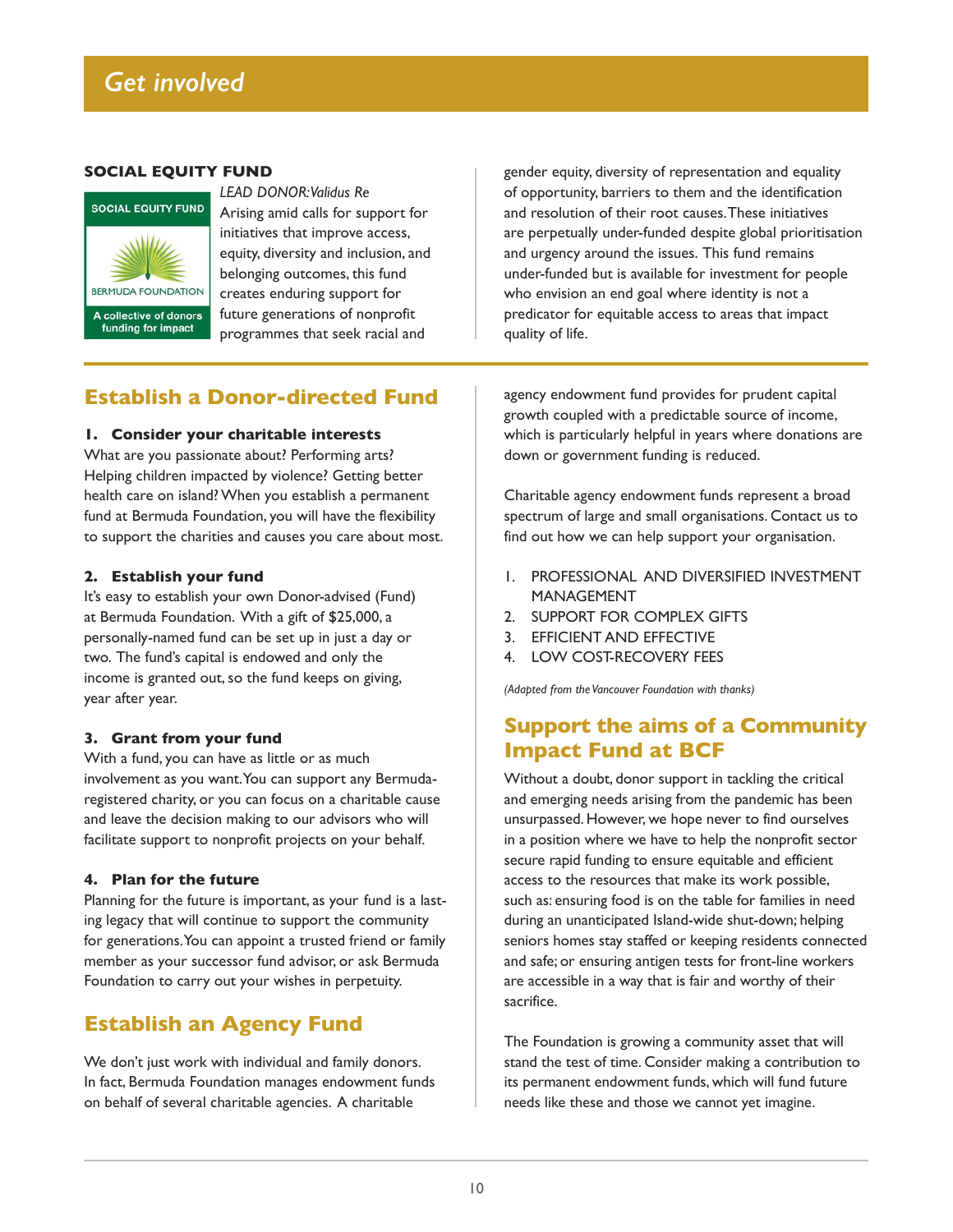# Get involved

## SOCIAL EQUITY FUND

SOCIAL EQUITY FUND

BERMUDA FOUNDATION

A collective of donors funding for impact

*LEAD DONOR: Validus Re*

Arising amid calls for support for initiatives that improve access, equity, diversity and inclusion, and belonging outcomes, this fund creates enduring support for future generations of nonprofit programmes that seek racial and gender equity, diversity of representation and equality of opportunity, barriers to them and the identification and resolution of their root causes. These initiatives are perpetually under-funded despite global prioritisation and urgency around the issues. This fund remains under-funded but is available for investment for people who envision an end goal where identity is not a predicator for equitable access to areas that impact quality of life.

## Establish a Donor-directed Fund

**1. Consider your charitable interests**

What are you passionate about? Performing arts? Helping children impacted by violence? Getting better health care on island? When you establish a permanent fund at Bermuda Foundation, you will have the flexibility to support the charities and causes you care about most.

**2. Establish your fund**

It's easy to establish your own Donor-advised (Fund) at Bermuda Foundation. With a gift of $25,000, a personally-named fund can be set up in just a day or two. The fund's capital is endowed and only the income is granted out, so the fund keeps on giving, year after year.

**3. Grant from your fund**

With a fund, you can have as little or as much involvement as you want. You can support any Bermuda-registered charity, or you can focus on a charitable cause and leave the decision making to our advisors who will facilitate support to nonprofit projects on your behalf.

**4. Plan for the future**

Planning for the future is important, as your fund is a lasting legacy that will continue to support the community for generations. You can appoint a trusted friend or family member as your successor fund advisor, or ask Bermuda Foundation to carry out your wishes in perpetuity.

## Establish an Agency Fund

We don't just work with individual and family donors. In fact, Bermuda Foundation manages endowment funds on behalf of several charitable agencies. A charitable agency endowment fund provides for prudent capital growth coupled with a predictable source of income, which is particularly helpful in years where donations are down or government funding is reduced.

Charitable agency endowment funds represent a broad spectrum of large and small organisations. Contact us to find out how we can help support your organisation.

1. PROFESSIONAL AND DIVERSIFIED INVESTMENT MANAGEMENT
2. SUPPORT FOR COMPLEX GIFTS
3. EFFICIENT AND EFFECTIVE
4. LOW COST-RECOVERY FEES

*(Adapted from the Vancouver Foundation with thanks)*

## Support the aims of a Community Impact Fund at BCF

Without a doubt, donor support in tackling the critical and emerging needs arising from the pandemic has been unsurpassed. However, we hope never to find ourselves in a position where we have to help the nonprofit sector secure rapid funding to ensure equitable and efficient access to the resources that make its work possible, such as: ensuring food is on the table for families in need during an unanticipated Island-wide shut-down; helping seniors homes stay staffed or keeping residents connected and safe; or ensuring antigen tests for front-line workers are accessible in a way that is fair and worthy of their sacrifice.

The Foundation is growing a community asset that will stand the test of time. Consider making a contribution to its permanent endowment funds, which will fund future needs like these and those we cannot yet imagine.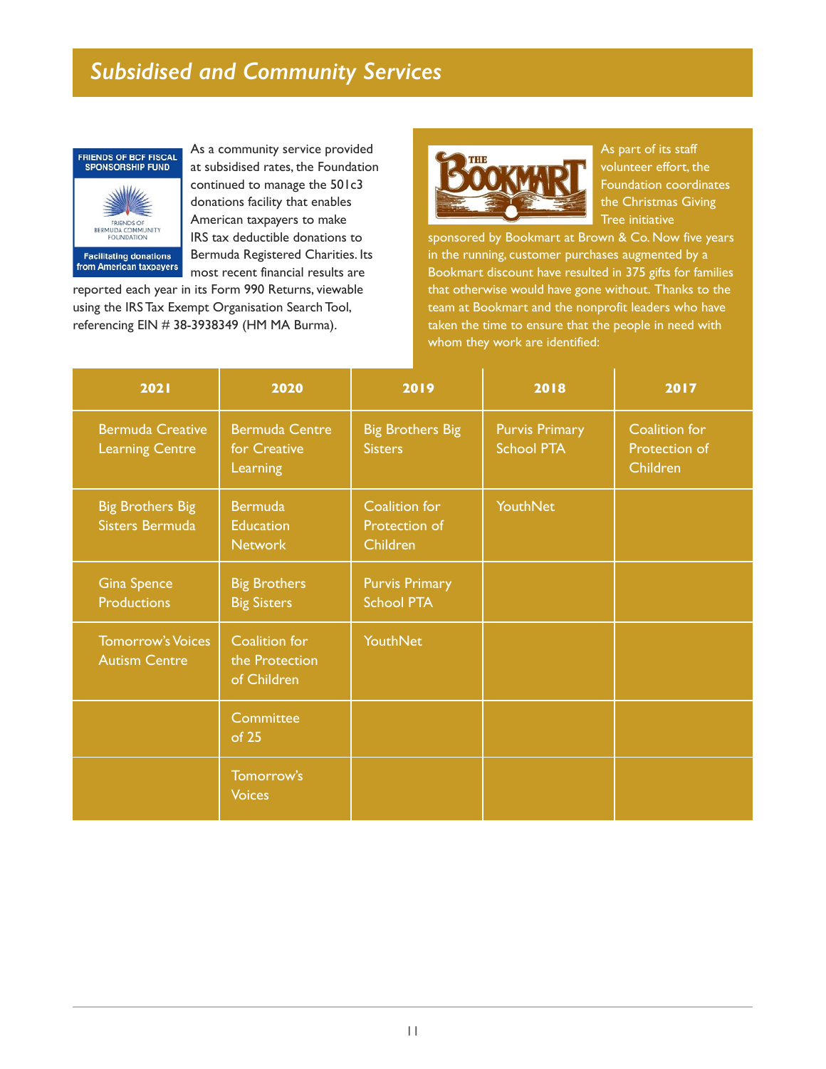# Subsidised and Community Services

As a community service provided at subsidised rates, the Foundation continued to manage the 501c3 donations facility that enables American taxpayers to make IRS tax deductible donations to Bermuda Registered Charities. Its most recent financial results are reported each year in its Form 990 Returns, viewable using the IRS Tax Exempt Organisation Search Tool, referencing EIN # 38-3938349 (HM MA Burma).

As part of its staff volunteer effort, the Foundation coordinates the Christmas Giving Tree initiative sponsored by Bookmart at Brown & Co. Now five years in the running, customer purchases augmented by a Bookmart discount have resulted in 375 gifts for families that otherwise would have gone without. Thanks to the team at Bookmart and the nonprofit leaders who have taken the time to ensure that the people in need with whom they work are identified:

| 2021 | 2020 | 2019 | 2018 | 2017 |
|---|---|---|---|---|
| Bermuda Creative Learning Centre | Bermuda Centre for Creative Learning | Big Brothers Big Sisters | Purvis Primary School PTA | Coalition for Protection of Children |
| Big Brothers Big Sisters Bermuda | Bermuda Education Network | Coalition for Protection of Children | YouthNet | |
| Gina Spence Productions | Big Brothers Big Sisters | Purvis Primary School PTA | | |
| Tomorrow's Voices Autism Centre | Coalition for the Protection of Children | YouthNet | | |
| | Committee of 25 | | | |
| | Tomorrow's Voices | | | |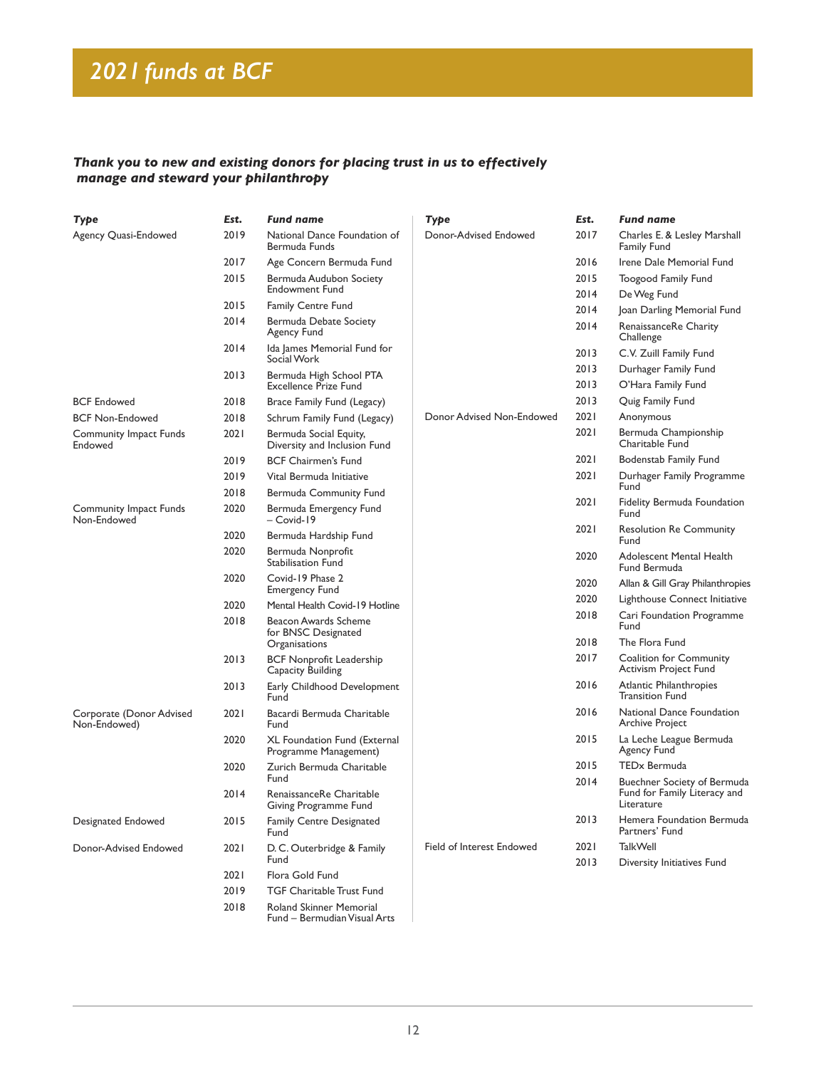# 2021 funds at BCF

***Thank you to new and existing donors for placing trust in us to effectively manage and steward your philanthropy***

| *Type* | *Est.* | *Fund name* |
|---|---|---|
| Agency Quasi-Endowed | 2019 | National Dance Foundation of Bermuda Funds |
| | 2017 | Age Concern Bermuda Fund |
| | 2015 | Bermuda Audubon Society Endowment Fund |
| | 2015 | Family Centre Fund |
| | 2014 | Bermuda Debate Society Agency Fund |
| | 2014 | Ida James Memorial Fund for Social Work |
| | 2013 | Bermuda High School PTA Excellence Prize Fund |
| BCF Endowed | 2018 | Brace Family Fund (Legacy) |
| BCF Non-Endowed | 2018 | Schrum Family Fund (Legacy) |
| Community Impact Funds Endowed | 2021 | Bermuda Social Equity, Diversity and Inclusion Fund |
| | 2019 | BCF Chairmen's Fund |
| | 2019 | Vital Bermuda Initiative |
| | 2018 | Bermuda Community Fund |
| Community Impact Funds Non-Endowed | 2020 | Bermuda Emergency Fund – Covid-19 |
| | 2020 | Bermuda Hardship Fund |
| | 2020 | Bermuda Nonprofit Stabilisation Fund |
| | 2020 | Covid-19 Phase 2 Emergency Fund |
| | 2020 | Mental Health Covid-19 Hotline |
| | 2018 | Beacon Awards Scheme for BNSC Designated Organisations |
| | 2013 | BCF Nonprofit Leadership Capacity Building |
| | 2013 | Early Childhood Development Fund |
| Corporate (Donor Advised Non-Endowed) | 2021 | Bacardi Bermuda Charitable Fund |
| | 2020 | XL Foundation Fund (External Programme Management) |
| | 2020 | Zurich Bermuda Charitable Fund |
| | 2014 | RenaissanceRe Charitable Giving Programme Fund |
| Designated Endowed | 2015 | Family Centre Designated Fund |
| Donor-Advised Endowed | 2021 | D. C. Outerbridge & Family Fund |
| | 2021 | Flora Gold Fund |
| | 2019 | TGF Charitable Trust Fund |
| | 2018 | Roland Skinner Memorial Fund – Bermudian Visual Arts |
| Donor-Advised Endowed | 2017 | Charles E. & Lesley Marshall Family Fund |
| | 2016 | Irene Dale Memorial Fund |
| | 2015 | Toogood Family Fund |
| | 2014 | De Weg Fund |
| | 2014 | Joan Darling Memorial Fund |
| | 2014 | RenaissanceRe Charity Challenge |
| | 2013 | C.V. Zuill Family Fund |
| | 2013 | Durhager Family Fund |
| | 2013 | O'Hara Family Fund |
| | 2013 | Quig Family Fund |
| Donor Advised Non-Endowed | 2021 | Anonymous |
| | 2021 | Bermuda Championship Charitable Fund |
| | 2021 | Bodenstab Family Fund |
| | 2021 | Durhager Family Programme Fund |
| | 2021 | Fidelity Bermuda Foundation Fund |
| | 2021 | Resolution Re Community Fund |
| | 2020 | Adolescent Mental Health Fund Bermuda |
| | 2020 | Allan & Gill Gray Philanthropies |
| | 2020 | Lighthouse Connect Initiative |
| | 2018 | Cari Foundation Programme Fund |
| | 2018 | The Flora Fund |
| | 2017 | Coalition for Community Activism Project Fund |
| | 2016 | Atlantic Philanthropies Transition Fund |
| | 2016 | National Dance Foundation Archive Project |
| | 2015 | La Leche League Bermuda Agency Fund |
| | 2015 | TEDx Bermuda |
| | 2014 | Buechner Society of Bermuda Fund for Family Literacy and Literature |
| | 2013 | Hemera Foundation Bermuda Partners' Fund |
| Field of Interest Endowed | 2021 | TalkWell |
| | 2013 | Diversity Initiatives Fund |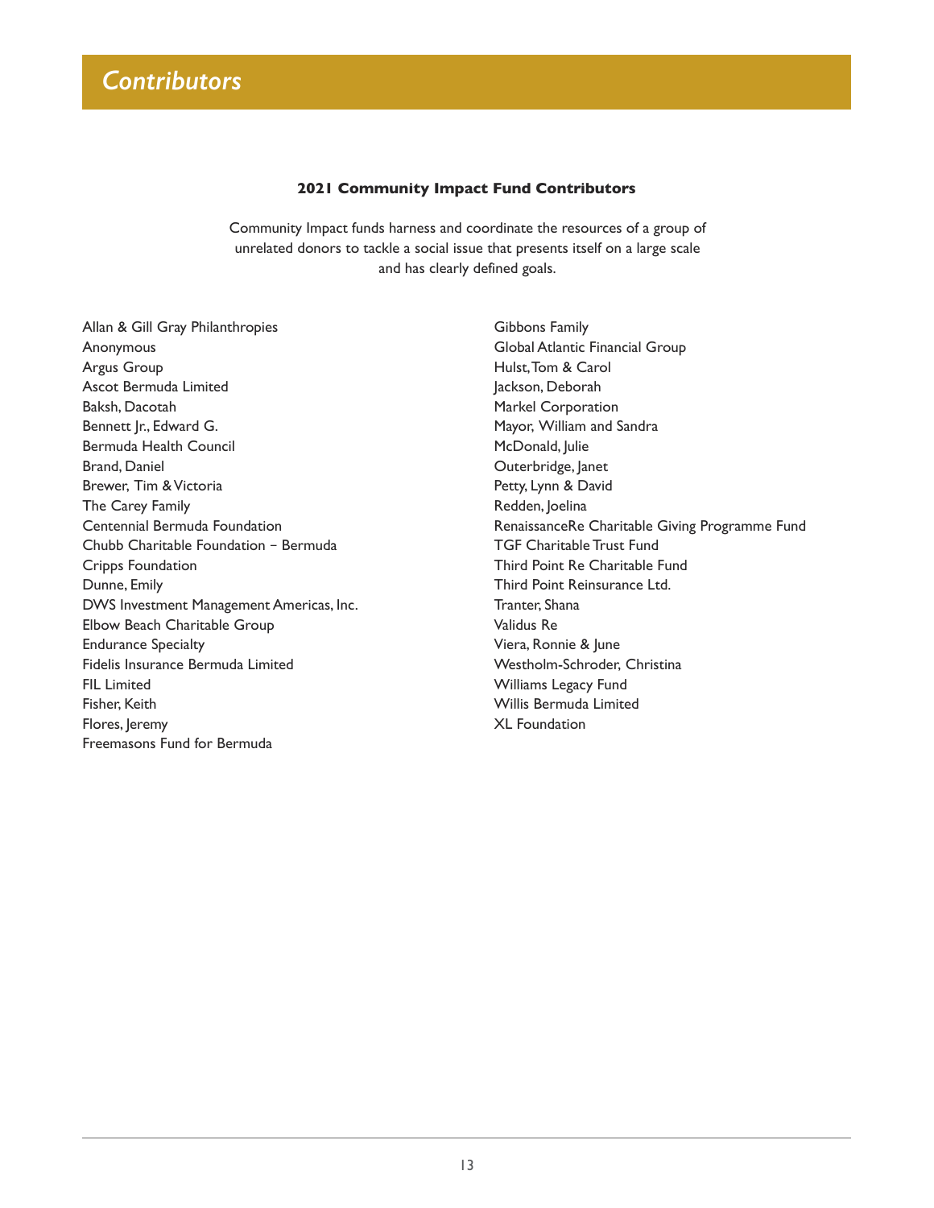# Contributors

### 2021 Community Impact Fund Contributors

Community Impact funds harness and coordinate the resources of a group of unrelated donors to tackle a social issue that presents itself on a large scale and has clearly defined goals.

Allan & Gill Gray Philanthropies
Anonymous
Argus Group
Ascot Bermuda Limited
Baksh, Dacotah
Bennett Jr., Edward G.
Bermuda Health Council
Brand, Daniel
Brewer, Tim & Victoria
The Carey Family
Centennial Bermuda Foundation
Chubb Charitable Foundation – Bermuda
Cripps Foundation
Dunne, Emily
DWS Investment Management Americas, Inc.
Elbow Beach Charitable Group
Endurance Specialty
Fidelis Insurance Bermuda Limited
FIL Limited
Fisher, Keith
Flores, Jeremy
Freemasons Fund for Bermuda
Gibbons Family
Global Atlantic Financial Group
Hulst, Tom & Carol
Jackson, Deborah
Markel Corporation
Mayor, William and Sandra
McDonald, Julie
Outerbridge, Janet
Petty, Lynn & David
Redden, Joelina
RenaissanceRe Charitable Giving Programme Fund
TGF Charitable Trust Fund
Third Point Re Charitable Fund
Third Point Reinsurance Ltd.
Tranter, Shana
Validus Re
Viera, Ronnie & June
Westholm-Schroder, Christina
Williams Legacy Fund
Willis Bermuda Limited
XL Foundation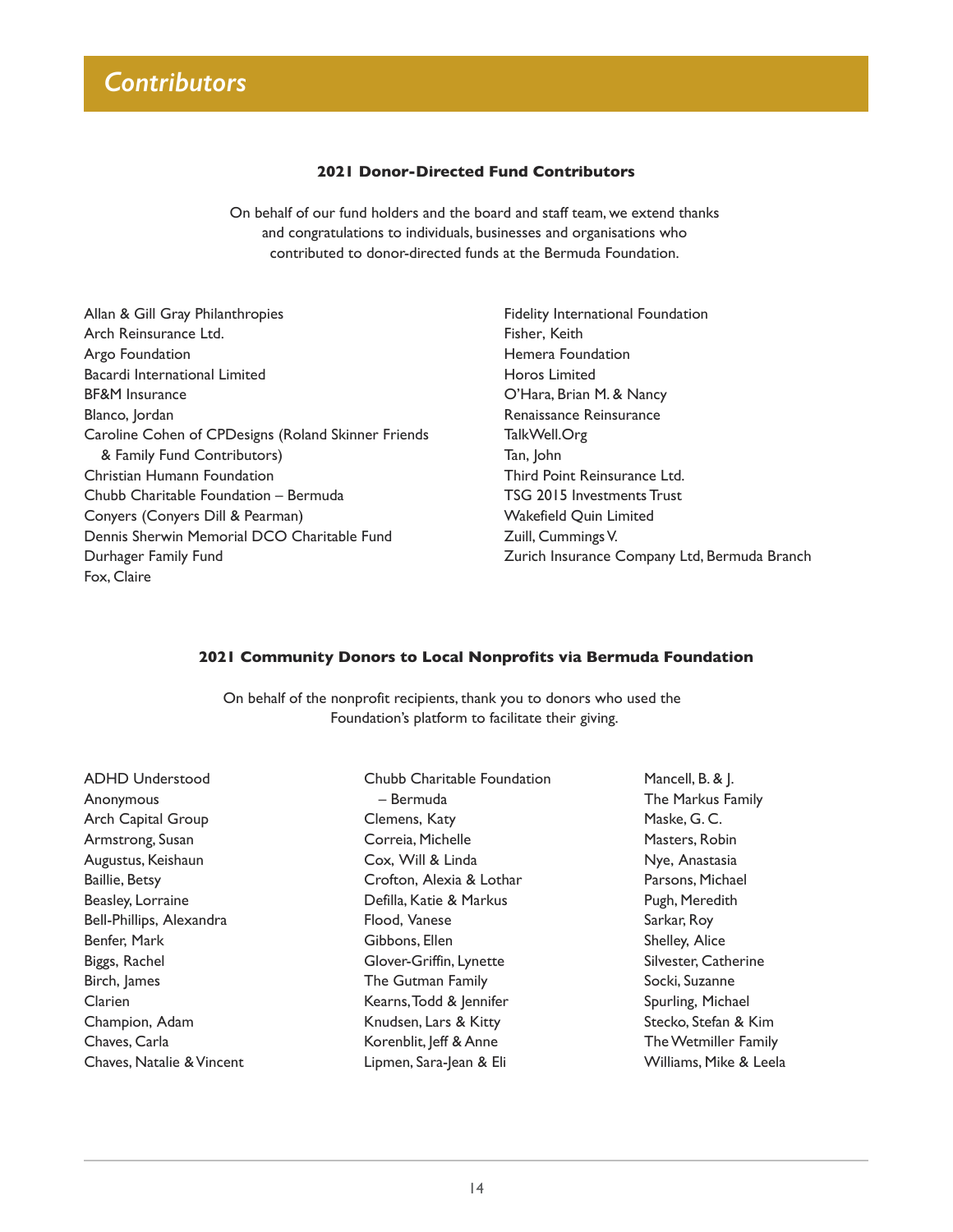# Contributors

### 2021 Donor-Directed Fund Contributors

On behalf of our fund holders and the board and staff team, we extend thanks and congratulations to individuals, businesses and organisations who contributed to donor-directed funds at the Bermuda Foundation.

Allan & Gill Gray Philanthropies
Arch Reinsurance Ltd.
Argo Foundation
Bacardi International Limited
BF&M Insurance
Blanco, Jordan
Caroline Cohen of CPDesigns (Roland Skinner Friends & Family Fund Contributors)
Christian Humann Foundation
Chubb Charitable Foundation – Bermuda
Conyers (Conyers Dill & Pearman)
Dennis Sherwin Memorial DCO Charitable Fund
Durhager Family Fund
Fox, Claire
Fidelity International Foundation
Fisher, Keith
Hemera Foundation
Horos Limited
O'Hara, Brian M. & Nancy
Renaissance Reinsurance
TalkWell.Org
Tan, John
Third Point Reinsurance Ltd.
TSG 2015 Investments Trust
Wakefield Quin Limited
Zuill, Cummings V.
Zurich Insurance Company Ltd, Bermuda Branch

### 2021 Community Donors to Local Nonprofits via Bermuda Foundation

On behalf of the nonprofit recipients, thank you to donors who used the Foundation's platform to facilitate their giving.

ADHD Understood
Anonymous
Arch Capital Group
Armstrong, Susan
Augustus, Keishaun
Baillie, Betsy
Beasley, Lorraine
Bell-Phillips, Alexandra
Benfer, Mark
Biggs, Rachel
Birch, James
Clarien
Champion, Adam
Chaves, Carla
Chaves, Natalie & Vincent
Chubb Charitable Foundation – Bermuda
Clemens, Katy
Correia, Michelle
Cox, Will & Linda
Crofton, Alexia & Lothar
Defilla, Katie & Markus
Flood, Vanese
Gibbons, Ellen
Glover-Griffin, Lynette
The Gutman Family
Kearns, Todd & Jennifer
Knudsen, Lars & Kitty
Korenblit, Jeff & Anne
Lipmen, Sara-Jean & Eli
Mancell, B. & J.
The Markus Family
Maske, G. C.
Masters, Robin
Nye, Anastasia
Parsons, Michael
Pugh, Meredith
Sarkar, Roy
Shelley, Alice
Silvester, Catherine
Socki, Suzanne
Spurling, Michael
Stecko, Stefan & Kim
The Wetmiller Family
Williams, Mike & Leela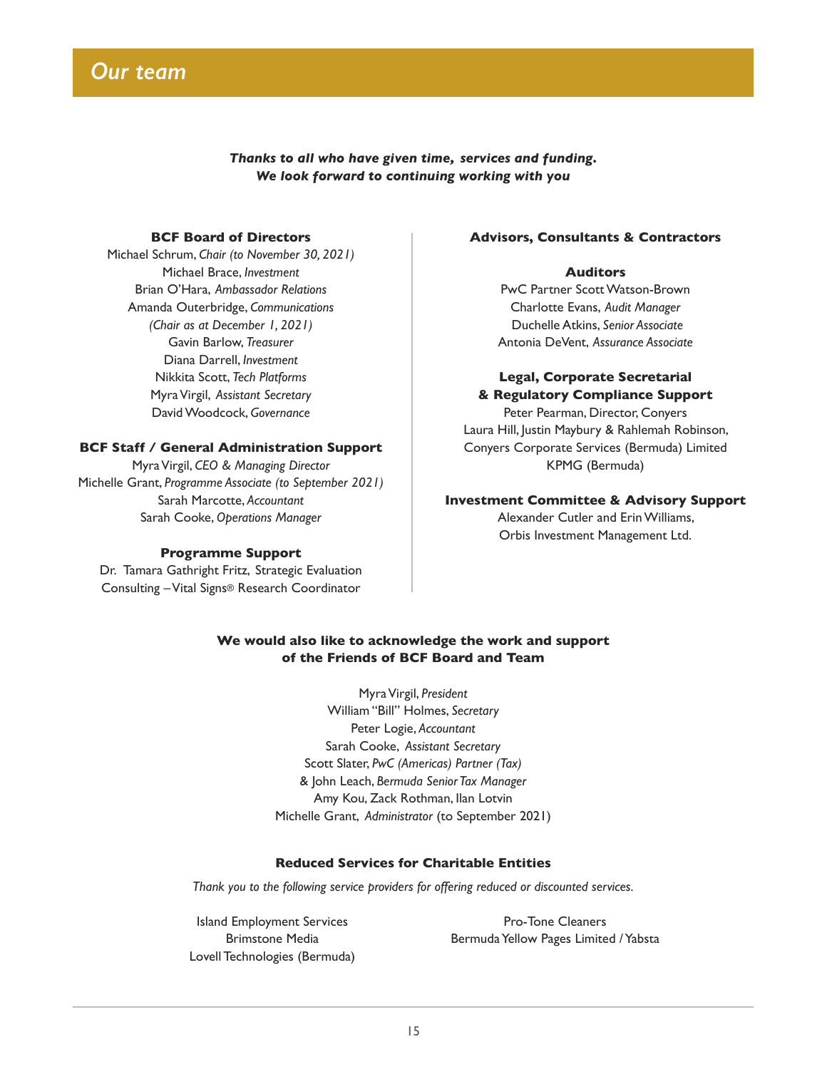# Our team

***Thanks to all who have given time, services and funding. We look forward to continuing working with you***

### BCF Board of Directors

Michael Schrum, *Chair (to November 30, 2021)*
Michael Brace, *Investment*
Brian O'Hara, *Ambassador Relations*
Amanda Outerbridge, *Communications*
*(Chair as at December 1, 2021)*
Gavin Barlow, *Treasurer*
Diana Darrell, *Investment*
Nikkita Scott, *Tech Platforms*
Myra Virgil, *Assistant Secretary*
David Woodcock, *Governance*

### BCF Staff / General Administration Support

Myra Virgil, *CEO & Managing Director*
Michelle Grant, *Programme Associate (to September 2021)*
Sarah Marcotte, *Accountant*
Sarah Cooke, *Operations Manager*

### Programme Support

Dr. Tamara Gathright Fritz, Strategic Evaluation Consulting – Vital Signs® Research Coordinator

### Advisors, Consultants & Contractors

#### Auditors

PwC Partner Scott Watson-Brown
Charlotte Evans, *Audit Manager*
Duchelle Atkins, *Senior Associate*
Antonia DeVent, *Assurance Associate*

#### Legal, Corporate Secretarial & Regulatory Compliance Support

Peter Pearman, Director, Conyers
Laura Hill, Justin Maybury & Rahlemah Robinson, Conyers Corporate Services (Bermuda) Limited
KPMG (Bermuda)

#### Investment Committee & Advisory Support

Alexander Cutler and Erin Williams, Orbis Investment Management Ltd.

### We would also like to acknowledge the work and support of the Friends of BCF Board and Team

Myra Virgil, *President*
William "Bill" Holmes, *Secretary*
Peter Logie, *Accountant*
Sarah Cooke, *Assistant Secretary*
Scott Slater, *PwC (Americas) Partner (Tax)*
& John Leach, *Bermuda Senior Tax Manager*
Amy Kou, Zack Rothman, Ilan Lotvin
Michelle Grant, *Administrator* (to September 2021)

### Reduced Services for Charitable Entities

*Thank you to the following service providers for offering reduced or discounted services.*

Island Employment Services
Brimstone Media
Lovell Technologies (Bermuda)
Pro-Tone Cleaners
Bermuda Yellow Pages Limited / Yabsta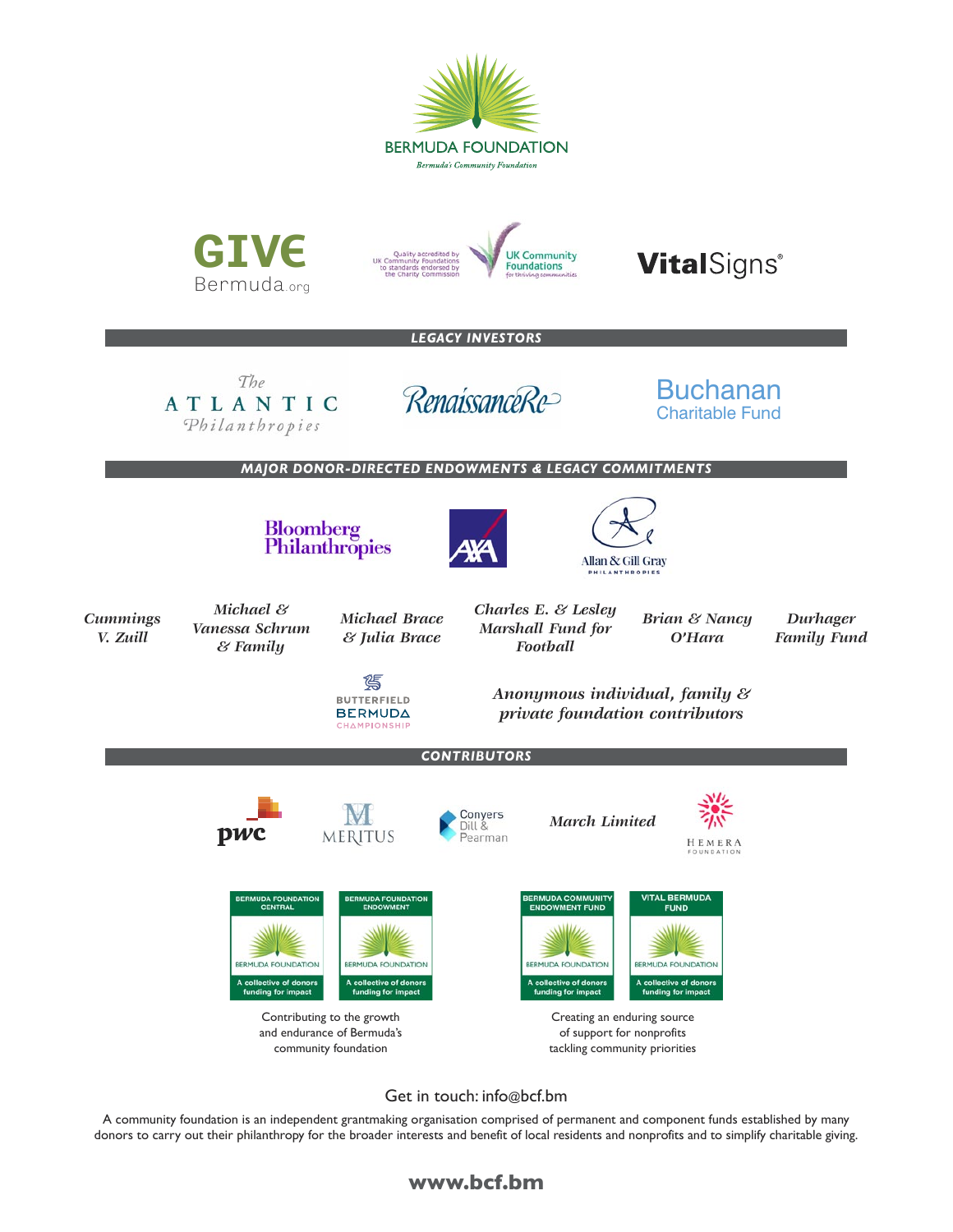BERMUDA FOUNDATION

*Bermuda's Community Foundation*

GIVE Bermuda.org

Quality accredited by UK Community Foundations to standards endorsed by the Charity Commission

UK Community Foundations *for thriving communities*

VitalSigns®

## LEGACY INVESTORS

The ATLANTIC Philanthropies

RenaissanceRe

Buchanan Charitable Fund

## MAJOR DONOR-DIRECTED ENDOWMENTS & LEGACY COMMITMENTS

Bloomberg Philanthropies

AXA

Allan & Gill Gray PHILANTHROPIES

*Cummings V. Zuill*

*Michael & Vanessa Schrum & Family*

*Michael Brace & Julia Brace*

*Charles E. & Lesley Marshall Fund for Football*

*Brian & Nancy O'Hara*

*Durhager Family Fund*

BUTTERFIELD BERMUDA CHAMPIONSHIP

*Anonymous individual, family & private foundation contributors*

## CONTRIBUTORS

pwc

MERITUS

Conyers Dill & Pearman

*March Limited*

HEMERA FOUNDATION

BERMUDA FOUNDATION CENTRAL — BERMUDA FOUNDATION — A collective of donors funding for impact

BERMUDA FOUNDATION ENDOWMENT — BERMUDA FOUNDATION — A collective of donors funding for impact

Contributing to the growth and endurance of Bermuda's community foundation

BERMUDA COMMUNITY ENDOWMENT FUND — BERMUDA FOUNDATION — A collective of donors funding for impact

VITAL BERMUDA FUND — BERMUDA FOUNDATION — A collective of donors funding for impact

Creating an enduring source of support for nonprofits tackling community priorities

Get in touch: info@bcf.bm

A community foundation is an independent grantmaking organisation comprised of permanent and component funds established by many donors to carry out their philanthropy for the broader interests and benefit of local residents and nonprofits and to simplify charitable giving.

**www.bcf.bm**